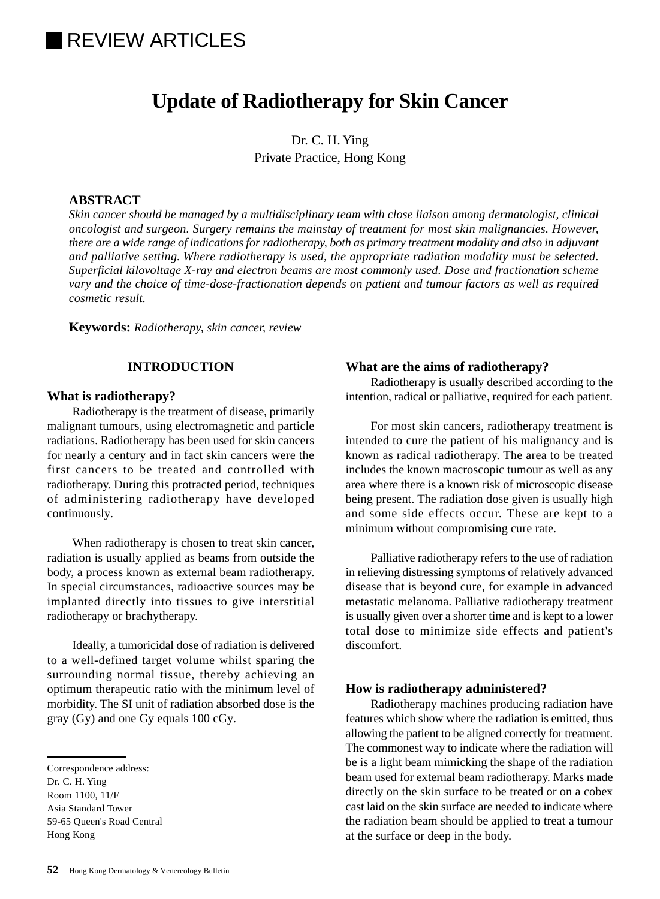REVIEW ARTICLES

# Update of Radiotherapy for Skin Cancer

Dr. C. H. Ying
Private Practice, Hong Kong

**ABSTRACT**

*Skin cancer should be managed by a multidisciplinary team with close liaison among dermatologist, clinical oncologist and surgeon. Surgery remains the mainstay of treatment for most skin malignancies. However, there are a wide range of indications for radiotherapy, both as primary treatment modality and also in adjuvant and palliative setting. Where radiotherapy is used, the appropriate radiation modality must be selected. Superficial kilovoltage X-ray and electron beams are most commonly used. Dose and fractionation scheme vary and the choice of time-dose-fractionation depends on patient and tumour factors as well as required cosmetic result.*

**Keywords:** *Radiotherapy, skin cancer, review*

## INTRODUCTION

### What is radiotherapy?

Radiotherapy is the treatment of disease, primarily malignant tumours, using electromagnetic and particle radiations. Radiotherapy has been used for skin cancers for nearly a century and in fact skin cancers were the first cancers to be treated and controlled with radiotherapy. During this protracted period, techniques of administering radiotherapy have developed continuously.

When radiotherapy is chosen to treat skin cancer, radiation is usually applied as beams from outside the body, a process known as external beam radiotherapy. In special circumstances, radioactive sources may be implanted directly into tissues to give interstitial radiotherapy or brachytherapy.

Ideally, a tumoricidal dose of radiation is delivered to a well-defined target volume whilst sparing the surrounding normal tissue, thereby achieving an optimum therapeutic ratio with the minimum level of morbidity. The SI unit of radiation absorbed dose is the gray (Gy) and one Gy equals 100 cGy.

Correspondence address:
Dr. C. H. Ying
Room 1100, 11/F
Asia Standard Tower
59-65 Queen's Road Central
Hong Kong

### What are the aims of radiotherapy?

Radiotherapy is usually described according to the intention, radical or palliative, required for each patient.

For most skin cancers, radiotherapy treatment is intended to cure the patient of his malignancy and is known as radical radiotherapy. The area to be treated includes the known macroscopic tumour as well as any area where there is a known risk of microscopic disease being present. The radiation dose given is usually high and some side effects occur. These are kept to a minimum without compromising cure rate.

Palliative radiotherapy refers to the use of radiation in relieving distressing symptoms of relatively advanced disease that is beyond cure, for example in advanced metastatic melanoma. Palliative radiotherapy treatment is usually given over a shorter time and is kept to a lower total dose to minimize side effects and patient's discomfort.

### How is radiotherapy administered?

Radiotherapy machines producing radiation have features which show where the radiation is emitted, thus allowing the patient to be aligned correctly for treatment. The commonest way to indicate where the radiation will be is a light beam mimicking the shape of the radiation beam used for external beam radiotherapy. Marks made directly on the skin surface to be treated or on a cobex cast laid on the skin surface are needed to indicate where the radiation beam should be applied to treat a tumour at the surface or deep in the body.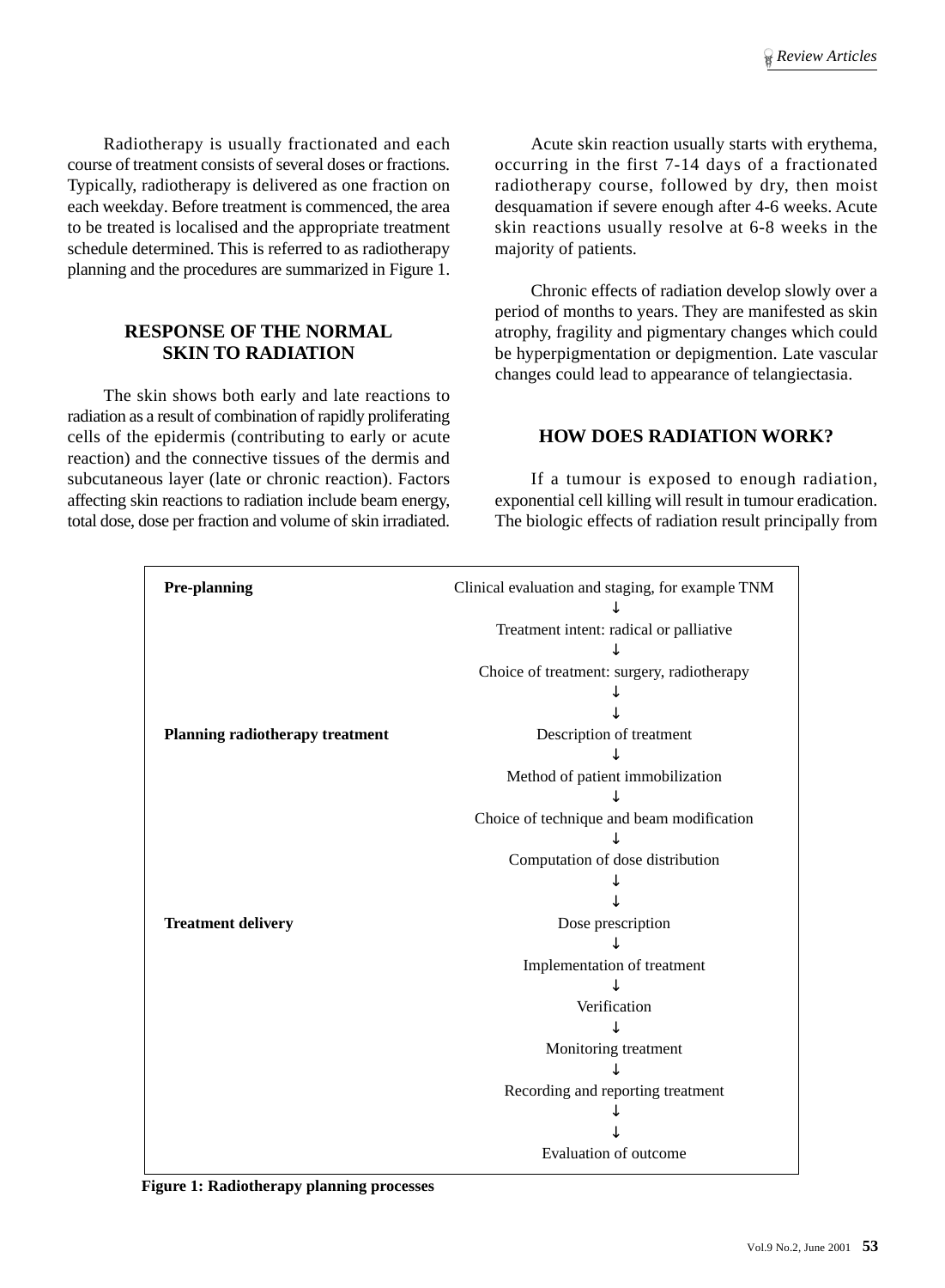Radiotherapy is usually fractionated and each course of treatment consists of several doses or fractions. Typically, radiotherapy is delivered as one fraction on each weekday. Before treatment is commenced, the area to be treated is localised and the appropriate treatment schedule determined. This is referred to as radiotherapy planning and the procedures are summarized in Figure 1.

## RESPONSE OF THE NORMAL SKIN TO RADIATION

The skin shows both early and late reactions to radiation as a result of combination of rapidly proliferating cells of the epidermis (contributing to early or acute reaction) and the connective tissues of the dermis and subcutaneous layer (late or chronic reaction). Factors affecting skin reactions to radiation include beam energy, total dose, dose per fraction and volume of skin irradiated.

Acute skin reaction usually starts with erythema, occurring in the first 7-14 days of a fractionated radiotherapy course, followed by dry, then moist desquamation if severe enough after 4-6 weeks. Acute skin reactions usually resolve at 6-8 weeks in the majority of patients.

Chronic effects of radiation develop slowly over a period of months to years. They are manifested as skin atrophy, fragility and pigmentary changes which could be hyperpigmentation or depigmention. Late vascular changes could lead to appearance of telangiectasia.

## HOW DOES RADIATION WORK?

If a tumour is exposed to enough radiation, exponential cell killing will result in tumour eradication. The biologic effects of radiation result principally from

| | |
|---|---|
| **Pre-planning** | Clinical evaluation and staging, for example TNM |
| | ↓ |
| | Treatment intent: radical or palliative |
| | ↓ |
| | Choice of treatment: surgery, radiotherapy |
| | ↓ |
| | ↓ |
| **Planning radiotherapy treatment** | Description of treatment |
| | ↓ |
| | Method of patient immobilization |
| | ↓ |
| | Choice of technique and beam modification |
| | ↓ |
| | Computation of dose distribution |
| | ↓ |
| | ↓ |
| **Treatment delivery** | Dose prescription |
| | ↓ |
| | Implementation of treatment |
| | ↓ |
| | Verification |
| | ↓ |
| | Monitoring treatment |
| | ↓ |
| | Recording and reporting treatment |
| | ↓ |
| | ↓ |
| | Evaluation of outcome |

**Figure 1: Radiotherapy planning processes**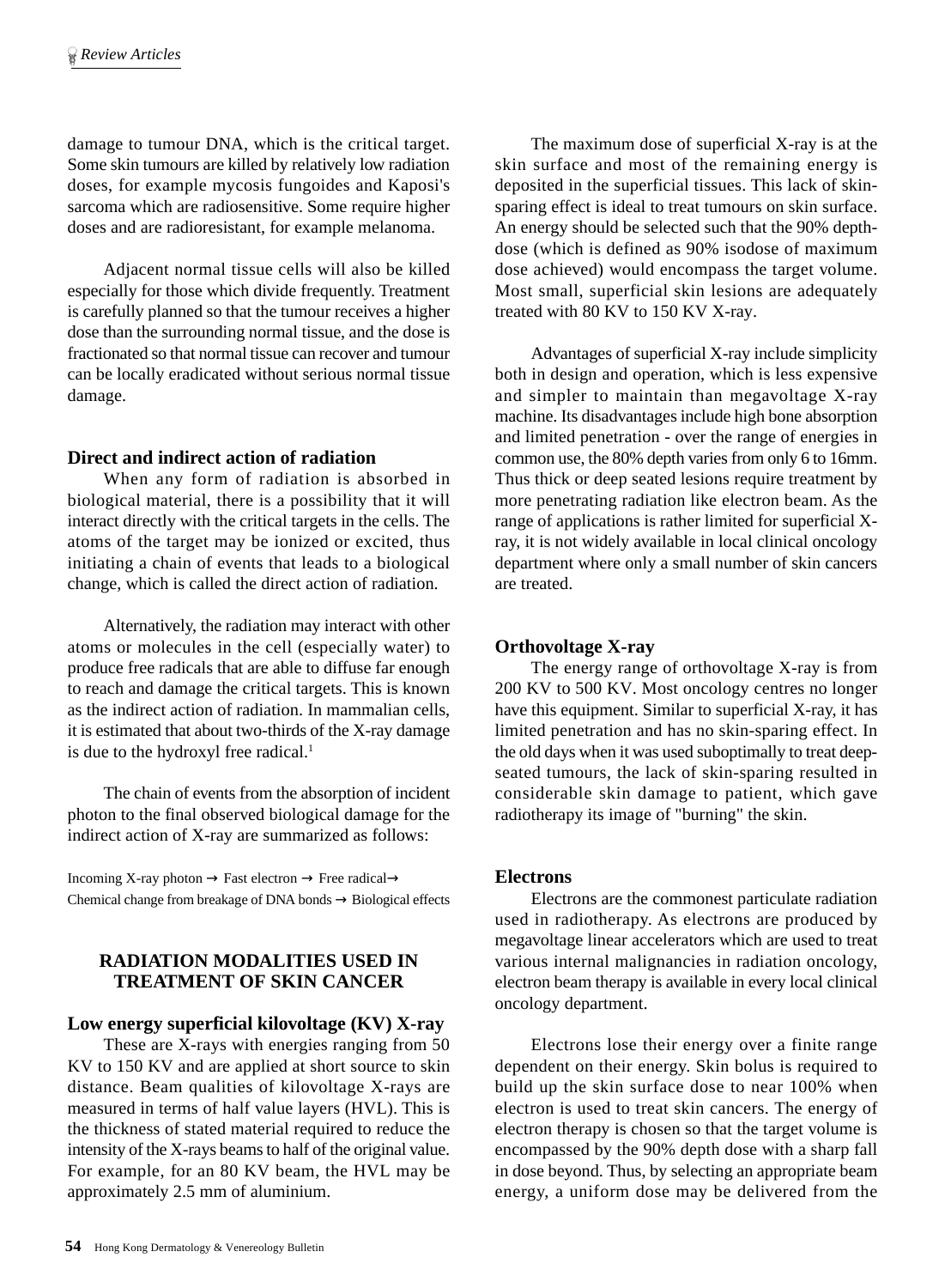damage to tumour DNA, which is the critical target. Some skin tumours are killed by relatively low radiation doses, for example mycosis fungoides and Kaposi's sarcoma which are radiosensitive. Some require higher doses and are radioresistant, for example melanoma.

Adjacent normal tissue cells will also be killed especially for those which divide frequently. Treatment is carefully planned so that the tumour receives a higher dose than the surrounding normal tissue, and the dose is fractionated so that normal tissue can recover and tumour can be locally eradicated without serious normal tissue damage.

### Direct and indirect action of radiation

When any form of radiation is absorbed in biological material, there is a possibility that it will interact directly with the critical targets in the cells. The atoms of the target may be ionized or excited, thus initiating a chain of events that leads to a biological change, which is called the direct action of radiation.

Alternatively, the radiation may interact with other atoms or molecules in the cell (especially water) to produce free radicals that are able to diffuse far enough to reach and damage the critical targets. This is known as the indirect action of radiation. In mammalian cells, it is estimated that about two-thirds of the X-ray damage is due to the hydroxyl free radical.[1]

The chain of events from the absorption of incident photon to the final observed biological damage for the indirect action of X-ray are summarized as follows:

Incoming X-ray photon → Fast electron → Free radical→ Chemical change from breakage of DNA bonds → Biological effects

## RADIATION MODALITIES USED IN TREATMENT OF SKIN CANCER

### Low energy superficial kilovoltage (KV) X-ray

These are X-rays with energies ranging from 50 KV to 150 KV and are applied at short source to skin distance. Beam qualities of kilovoltage X-rays are measured in terms of half value layers (HVL). This is the thickness of stated material required to reduce the intensity of the X-rays beams to half of the original value. For example, for an 80 KV beam, the HVL may be approximately 2.5 mm of aluminium.

The maximum dose of superficial X-ray is at the skin surface and most of the remaining energy is deposited in the superficial tissues. This lack of skin-sparing effect is ideal to treat tumours on skin surface. An energy should be selected such that the 90% depth-dose (which is defined as 90% isodose of maximum dose achieved) would encompass the target volume. Most small, superficial skin lesions are adequately treated with 80 KV to 150 KV X-ray.

Advantages of superficial X-ray include simplicity both in design and operation, which is less expensive and simpler to maintain than megavoltage X-ray machine. Its disadvantages include high bone absorption and limited penetration - over the range of energies in common use, the 80% depth varies from only 6 to 16mm. Thus thick or deep seated lesions require treatment by more penetrating radiation like electron beam. As the range of applications is rather limited for superficial X-ray, it is not widely available in local clinical oncology department where only a small number of skin cancers are treated.

### Orthovoltage X-ray

The energy range of orthovoltage X-ray is from 200 KV to 500 KV. Most oncology centres no longer have this equipment. Similar to superficial X-ray, it has limited penetration and has no skin-sparing effect. In the old days when it was used suboptimally to treat deep-seated tumours, the lack of skin-sparing resulted in considerable skin damage to patient, which gave radiotherapy its image of "burning" the skin.

### Electrons

Electrons are the commonest particulate radiation used in radiotherapy. As electrons are produced by megavoltage linear accelerators which are used to treat various internal malignancies in radiation oncology, electron beam therapy is available in every local clinical oncology department.

Electrons lose their energy over a finite range dependent on their energy. Skin bolus is required to build up the skin surface dose to near 100% when electron is used to treat skin cancers. The energy of electron therapy is chosen so that the target volume is encompassed by the 90% depth dose with a sharp fall in dose beyond. Thus, by selecting an appropriate beam energy, a uniform dose may be delivered from the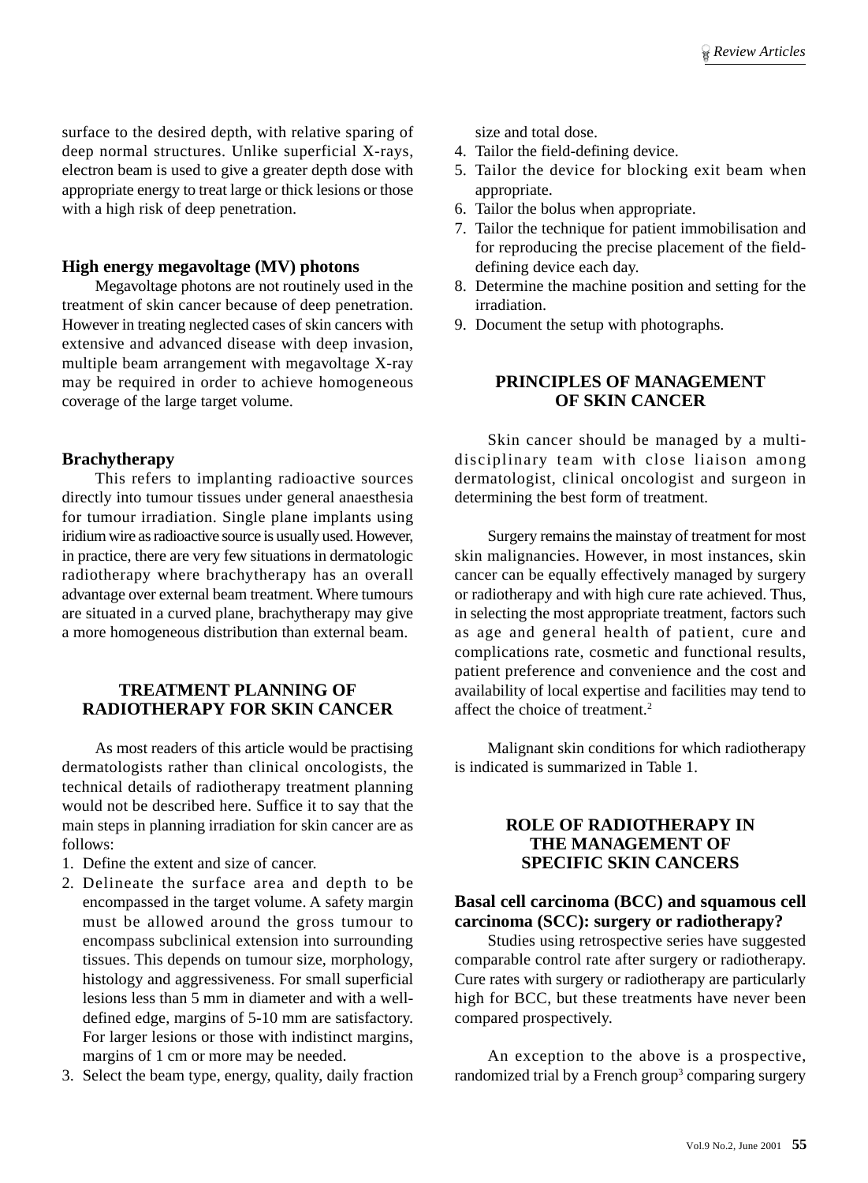surface to the desired depth, with relative sparing of deep normal structures. Unlike superficial X-rays, electron beam is used to give a greater depth dose with appropriate energy to treat large or thick lesions or those with a high risk of deep penetration.

### High energy megavoltage (MV) photons

Megavoltage photons are not routinely used in the treatment of skin cancer because of deep penetration. However in treating neglected cases of skin cancers with extensive and advanced disease with deep invasion, multiple beam arrangement with megavoltage X-ray may be required in order to achieve homogeneous coverage of the large target volume.

### Brachytherapy

This refers to implanting radioactive sources directly into tumour tissues under general anaesthesia for tumour irradiation. Single plane implants using iridium wire as radioactive source is usually used. However, in practice, there are very few situations in dermatologic radiotherapy where brachytherapy has an overall advantage over external beam treatment. Where tumours are situated in a curved plane, brachytherapy may give a more homogeneous distribution than external beam.

## TREATMENT PLANNING OF RADIOTHERAPY FOR SKIN CANCER

As most readers of this article would be practising dermatologists rather than clinical oncologists, the technical details of radiotherapy treatment planning would not be described here. Suffice it to say that the main steps in planning irradiation for skin cancer are as follows:

1. Define the extent and size of cancer.
2. Delineate the surface area and depth to be encompassed in the target volume. A safety margin must be allowed around the gross tumour to encompass subclinical extension into surrounding tissues. This depends on tumour size, morphology, histology and aggressiveness. For small superficial lesions less than 5 mm in diameter and with a well-defined edge, margins of 5-10 mm are satisfactory. For larger lesions or those with indistinct margins, margins of 1 cm or more may be needed.
3. Select the beam type, energy, quality, daily fraction size and total dose.
4. Tailor the field-defining device.
5. Tailor the device for blocking exit beam when appropriate.
6. Tailor the bolus when appropriate.
7. Tailor the technique for patient immobilisation and for reproducing the precise placement of the field-defining device each day.
8. Determine the machine position and setting for the irradiation.
9. Document the setup with photographs.

## PRINCIPLES OF MANAGEMENT OF SKIN CANCER

Skin cancer should be managed by a multi-disciplinary team with close liaison among dermatologist, clinical oncologist and surgeon in determining the best form of treatment.

Surgery remains the mainstay of treatment for most skin malignancies. However, in most instances, skin cancer can be equally effectively managed by surgery or radiotherapy and with high cure rate achieved. Thus, in selecting the most appropriate treatment, factors such as age and general health of patient, cure and complications rate, cosmetic and functional results, patient preference and convenience and the cost and availability of local expertise and facilities may tend to affect the choice of treatment.[2]

Malignant skin conditions for which radiotherapy is indicated is summarized in Table 1.

## ROLE OF RADIOTHERAPY IN THE MANAGEMENT OF SPECIFIC SKIN CANCERS

### Basal cell carcinoma (BCC) and squamous cell carcinoma (SCC): surgery or radiotherapy?

Studies using retrospective series have suggested comparable control rate after surgery or radiotherapy. Cure rates with surgery or radiotherapy are particularly high for BCC, but these treatments have never been compared prospectively.

An exception to the above is a prospective, randomized trial by a French group[3] comparing surgery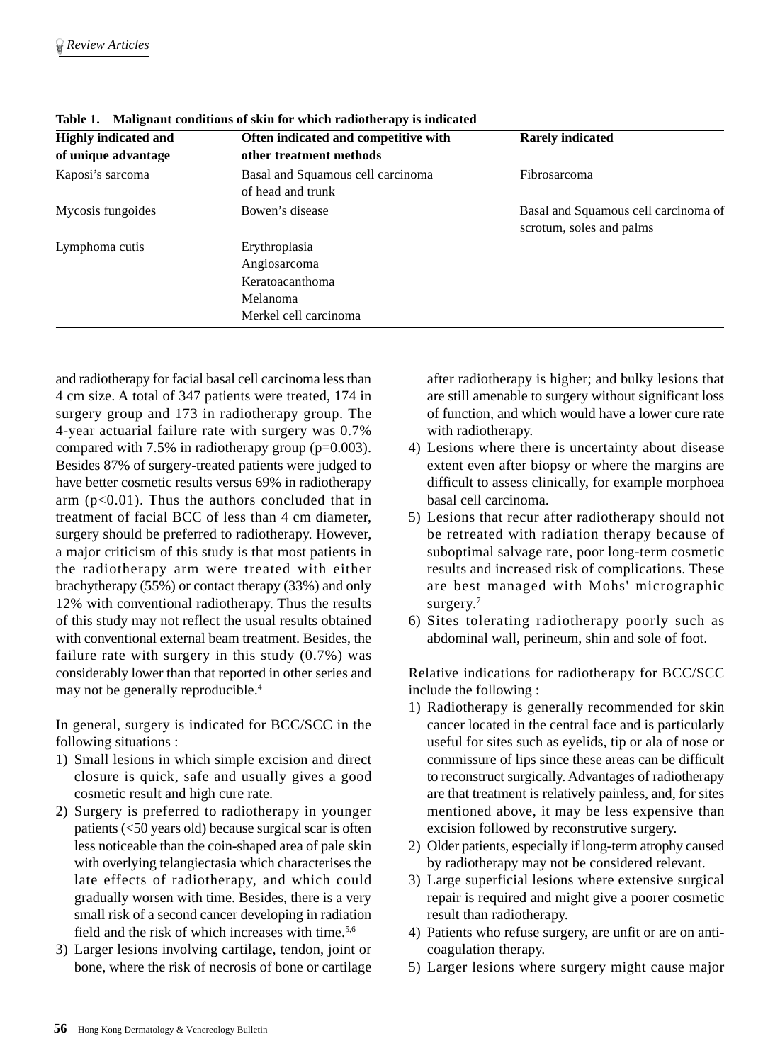**Table 1. Malignant conditions of skin for which radiotherapy is indicated**

| Highly indicated and of unique advantage | Often indicated and competitive with other treatment methods | Rarely indicated |
|---|---|---|
| Kaposi's sarcoma | Basal and Squamous cell carcinoma of head and trunk | Fibrosarcoma |
| Mycosis fungoides | Bowen's disease | Basal and Squamous cell carcinoma of scrotum, soles and palms |
| Lymphoma cutis | Erythroplasia<br>Angiosarcoma<br>Keratoacanthoma<br>Melanoma<br>Merkel cell carcinoma | |

and radiotherapy for facial basal cell carcinoma less than 4 cm size. A total of 347 patients were treated, 174 in surgery group and 173 in radiotherapy group. The 4-year actuarial failure rate with surgery was 0.7% compared with 7.5% in radiotherapy group ($p=0.003$). Besides 87% of surgery-treated patients were judged to have better cosmetic results versus 69% in radiotherapy arm ($p<0.01$). Thus the authors concluded that in treatment of facial BCC of less than 4 cm diameter, surgery should be preferred to radiotherapy. However, a major criticism of this study is that most patients in the radiotherapy arm were treated with either brachytherapy (55%) or contact therapy (33%) and only 12% with conventional radiotherapy. Thus the results of this study may not reflect the usual results obtained with conventional external beam treatment. Besides, the failure rate with surgery in this study (0.7%) was considerably lower than that reported in other series and may not be generally reproducible.[4]

In general, surgery is indicated for BCC/SCC in the following situations :

1) Small lesions in which simple excision and direct closure is quick, safe and usually gives a good cosmetic result and high cure rate.
2) Surgery is preferred to radiotherapy in younger patients (<50 years old) because surgical scar is often less noticeable than the coin-shaped area of pale skin with overlying telangiectasia which characterises the late effects of radiotherapy, and which could gradually worsen with time. Besides, there is a very small risk of a second cancer developing in radiation field and the risk of which increases with time.[5,6]
3) Larger lesions involving cartilage, tendon, joint or bone, where the risk of necrosis of bone or cartilage after radiotherapy is higher; and bulky lesions that are still amenable to surgery without significant loss of function, and which would have a lower cure rate with radiotherapy.
4) Lesions where there is uncertainty about disease extent even after biopsy or where the margins are difficult to assess clinically, for example morphoea basal cell carcinoma.
5) Lesions that recur after radiotherapy should not be retreated with radiation therapy because of suboptimal salvage rate, poor long-term cosmetic results and increased risk of complications. These are best managed with Mohs' micrographic surgery.[7]
6) Sites tolerating radiotherapy poorly such as abdominal wall, perineum, shin and sole of foot.

Relative indications for radiotherapy for BCC/SCC include the following :

1) Radiotherapy is generally recommended for skin cancer located in the central face and is particularly useful for sites such as eyelids, tip or ala of nose or commissure of lips since these areas can be difficult to reconstruct surgically. Advantages of radiotherapy are that treatment is relatively painless, and, for sites mentioned above, it may be less expensive than excision followed by reconstrutive surgery.
2) Older patients, especially if long-term atrophy caused by radiotherapy may not be considered relevant.
3) Large superficial lesions where extensive surgical repair is required and might give a poorer cosmetic result than radiotherapy.
4) Patients who refuse surgery, are unfit or are on anti-coagulation therapy.
5) Larger lesions where surgery might cause major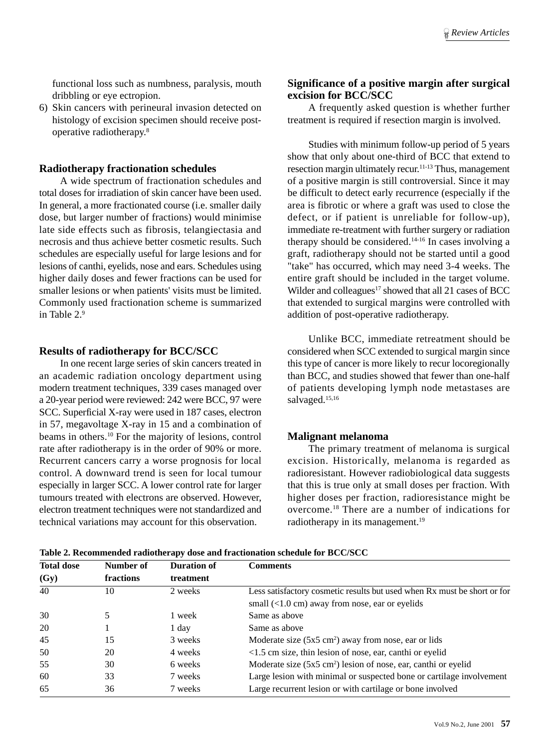functional loss such as numbness, paralysis, mouth dribbling or eye ectropion.

6) Skin cancers with perineural invasion detected on histology of excision specimen should receive post-operative radiotherapy.[8]

## Radiotherapy fractionation schedules

A wide spectrum of fractionation schedules and total doses for irradiation of skin cancer have been used. In general, a more fractionated course (i.e. smaller daily dose, but larger number of fractions) would minimise late side effects such as fibrosis, telangiectasia and necrosis and thus achieve better cosmetic results. Such schedules are especially useful for large lesions and for lesions of canthi, eyelids, nose and ears. Schedules using higher daily doses and fewer fractions can be used for smaller lesions or when patients' visits must be limited. Commonly used fractionation scheme is summarized in Table 2.[9]

## Results of radiotherapy for BCC/SCC

In one recent large series of skin cancers treated in an academic radiation oncology department using modern treatment techniques, 339 cases managed over a 20-year period were reviewed: 242 were BCC, 97 were SCC. Superficial X-ray were used in 187 cases, electron in 57, megavoltage X-ray in 15 and a combination of beams in others.[10] For the majority of lesions, control rate after radiotherapy is in the order of 90% or more. Recurrent cancers carry a worse prognosis for local control. A downward trend is seen for local tumour especially in larger SCC. A lower control rate for larger tumours treated with electrons are observed. However, electron treatment techniques were not standardized and technical variations may account for this observation.

## Significance of a positive margin after surgical excision for BCC/SCC

A frequently asked question is whether further treatment is required if resection margin is involved.

Studies with minimum follow-up period of 5 years show that only about one-third of BCC that extend to resection margin ultimately recur.[11-13] Thus, management of a positive margin is still controversial. Since it may be difficult to detect early recurrence (especially if the area is fibrotic or where a graft was used to close the defect, or if patient is unreliable for follow-up), immediate re-treatment with further surgery or radiation therapy should be considered.[14-16] In cases involving a graft, radiotherapy should not be started until a good "take" has occurred, which may need 3-4 weeks. The entire graft should be included in the target volume. Wilder and colleagues[17] showed that all 21 cases of BCC that extended to surgical margins were controlled with addition of post-operative radiotherapy.

Unlike BCC, immediate retreatment should be considered when SCC extended to surgical margin since this type of cancer is more likely to recur locoregionally than BCC, and studies showed that fewer than one-half of patients developing lymph node metastases are salvaged.[15,16]

## Malignant melanoma

The primary treatment of melanoma is surgical excision. Historically, melanoma is regarded as radioresistant. However radiobiological data suggests that this is true only at small doses per fraction. With higher doses per fraction, radioresistance might be overcome.[18] There are a number of indications for radiotherapy in its management.[19]

**Table 2. Recommended radiotherapy dose and fractionation schedule for BCC/SCC**

| Total dose (Gy) | Number of fractions | Duration of treatment | Comments |
|---|---|---|---|
| 40 | 10 | 2 weeks | Less satisfactory cosmetic results but used when Rx must be short or for small (<1.0 cm) away from nose, ear or eyelids |
| 30 | 5 | 1 week | Same as above |
| 20 | 1 | 1 day | Same as above |
| 45 | 15 | 3 weeks | Moderate size (5x5 $cm^2$) away from nose, ear or lids |
| 50 | 20 | 4 weeks | <1.5 cm size, thin lesion of nose, ear, canthi or eyelid |
| 55 | 30 | 6 weeks | Moderate size (5x5 $cm^2$) lesion of nose, ear, canthi or eyelid |
| 60 | 33 | 7 weeks | Large lesion with minimal or suspected bone or cartilage involvement |
| 65 | 36 | 7 weeks | Large recurrent lesion or with cartilage or bone involved |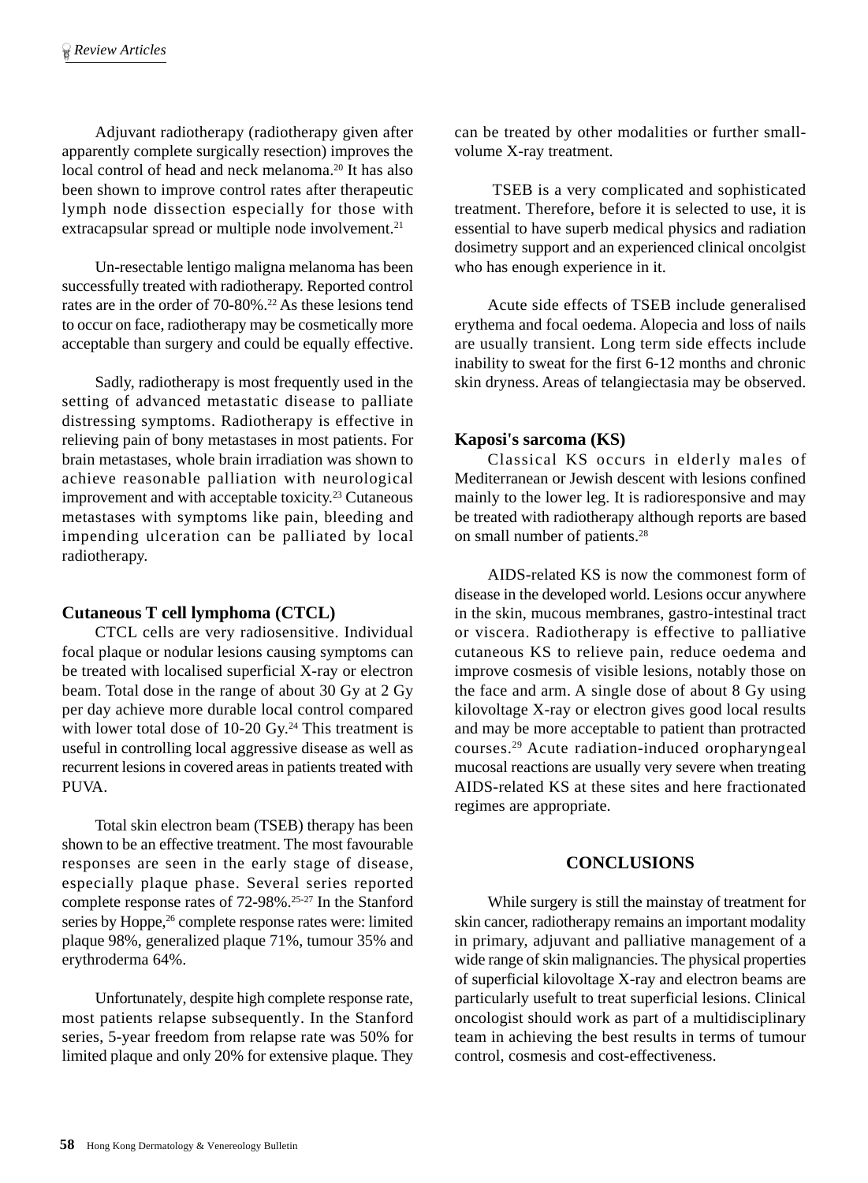Adjuvant radiotherapy (radiotherapy given after apparently complete surgically resection) improves the local control of head and neck melanoma.[20] It has also been shown to improve control rates after therapeutic lymph node dissection especially for those with extracapsular spread or multiple node involvement.[21]

Un-resectable lentigo maligna melanoma has been successfully treated with radiotherapy. Reported control rates are in the order of 70-80%.[22] As these lesions tend to occur on face, radiotherapy may be cosmetically more acceptable than surgery and could be equally effective.

Sadly, radiotherapy is most frequently used in the setting of advanced metastatic disease to palliate distressing symptoms. Radiotherapy is effective in relieving pain of bony metastases in most patients. For brain metastases, whole brain irradiation was shown to achieve reasonable palliation with neurological improvement and with acceptable toxicity.[23] Cutaneous metastases with symptoms like pain, bleeding and impending ulceration can be palliated by local radiotherapy.

## Cutaneous T cell lymphoma (CTCL)

CTCL cells are very radiosensitive. Individual focal plaque or nodular lesions causing symptoms can be treated with localised superficial X-ray or electron beam. Total dose in the range of about 30 Gy at 2 Gy per day achieve more durable local control compared with lower total dose of 10-20 Gy.[24] This treatment is useful in controlling local aggressive disease as well as recurrent lesions in covered areas in patients treated with PUVA.

Total skin electron beam (TSEB) therapy has been shown to be an effective treatment. The most favourable responses are seen in the early stage of disease, especially plaque phase. Several series reported complete response rates of 72-98%.[25-27] In the Stanford series by Hoppe,[26] complete response rates were: limited plaque 98%, generalized plaque 71%, tumour 35% and erythroderma 64%.

Unfortunately, despite high complete response rate, most patients relapse subsequently. In the Stanford series, 5-year freedom from relapse rate was 50% for limited plaque and only 20% for extensive plaque. They can be treated by other modalities or further small-volume X-ray treatment.

TSEB is a very complicated and sophisticated treatment. Therefore, before it is selected to use, it is essential to have superb medical physics and radiation dosimetry support and an experienced clinical oncolgist who has enough experience in it.

Acute side effects of TSEB include generalised erythema and focal oedema. Alopecia and loss of nails are usually transient. Long term side effects include inability to sweat for the first 6-12 months and chronic skin dryness. Areas of telangiectasia may be observed.

## Kaposi's sarcoma (KS)

Classical KS occurs in elderly males of Mediterranean or Jewish descent with lesions confined mainly to the lower leg. It is radioresponsive and may be treated with radiotherapy although reports are based on small number of patients.[28]

AIDS-related KS is now the commonest form of disease in the developed world. Lesions occur anywhere in the skin, mucous membranes, gastro-intestinal tract or viscera. Radiotherapy is effective to palliative cutaneous KS to relieve pain, reduce oedema and improve cosmesis of visible lesions, notably those on the face and arm. A single dose of about 8 Gy using kilovoltage X-ray or electron gives good local results and may be more acceptable to patient than protracted courses.[29] Acute radiation-induced oropharyngeal mucosal reactions are usually very severe when treating AIDS-related KS at these sites and here fractionated regimes are appropriate.

## CONCLUSIONS

While surgery is still the mainstay of treatment for skin cancer, radiotherapy remains an important modality in primary, adjuvant and palliative management of a wide range of skin malignancies. The physical properties of superficial kilovoltage X-ray and electron beams are particularly usefult to treat superficial lesions. Clinical oncologist should work as part of a multidisciplinary team in achieving the best results in terms of tumour control, cosmesis and cost-effectiveness.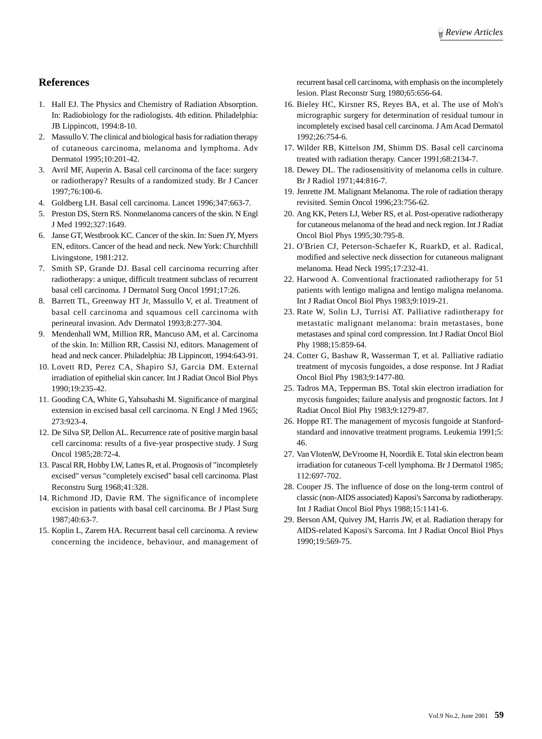## References

1. Hall EJ. The Physics and Chemistry of Radiation Absorption. In: Radiobiology for the radiologists. 4th edition. Philadelphia: JB Lippincott, 1994:8-10.
2. Massullo V. The clinical and biological basis for radiation therapy of cutaneous carcinoma, melanoma and lymphoma. Adv Dermatol 1995;10:201-42.
3. Avril MF, Auperin A. Basal cell carcinoma of the face: surgery or radiotherapy? Results of a randomized study. Br J Cancer 1997;76:100-6.
4. Goldberg LH. Basal cell carcinoma. Lancet 1996;347:663-7.
5. Preston DS, Stern RS. Nonmelanoma cancers of the skin. N Engl J Med 1992;327:1649.
6. Janse GT, Westbrook KC. Cancer of the skin. In: Suen JY, Myers EN, editors. Cancer of the head and neck. New York: Churchhill Livingstone, 1981:212.
7. Smith SP, Grande DJ. Basal cell carcinoma recurring after radiotherapy: a unique, difficult treatment subclass of recurrent basal cell carcinoma. J Dermatol Surg Oncol 1991;17:26.
8. Barrett TL, Greenway HT Jr, Massullo V, et al. Treatment of basal cell carcinoma and squamous cell carcinoma with perineural invasion. Adv Dermatol 1993;8:277-304.
9. Mendenhall WM, Million RR, Mancuso AM, et al. Carcinoma of the skin. In: Million RR, Cassisi NJ, editors. Management of head and neck cancer. Philadelphia: JB Lippincott, 1994:643-91.
10. Lovett RD, Perez CA, Shapiro SJ, Garcia DM. External irradiation of epithelial skin cancer. Int J Radiat Oncol Biol Phys 1990;19:235-42.
11. Gooding CA, White G, Yahsuhashi M. Significance of marginal extension in excised basal cell carcinoma. N Engl J Med 1965; 273:923-4.
12. De Silva SP, Dellon AL. Recurrence rate of positive margin basal cell carcinoma: results of a five-year prospective study. J Surg Oncol 1985;28:72-4.
13. Pascal RR, Hobby LW, Lattes R, et al. Prognosis of "incompletely excised" versus "completely excised" basal cell carcinoma. Plast Reconstru Surg 1968;41:328.
14. Richmond JD, Davie RM. The significance of incomplete excision in patients with basal cell carcinoma. Br J Plast Surg 1987;40:63-7.
15. Koplin L, Zarem HA. Recurrent basal cell carcinoma. A review concerning the incidence, behaviour, and management of recurrent basal cell carcinoma, with emphasis on the incompletely lesion. Plast Reconstr Surg 1980;65:656-64.
16. Bieley HC, Kirsner RS, Reyes BA, et al. The use of Moh's micrographic surgery for determination of residual tumour in incompletely excised basal cell carcinoma. J Am Acad Dermatol 1992;26:754-6.
17. Wilder RB, Kittelson JM, Shimm DS. Basal cell carcinoma treated with radiation therapy. Cancer 1991;68:2134-7.
18. Dewey DL. The radiosensitivity of melanoma cells in culture. Br J Radiol 1971;44:816-7.
19. Jenrette JM. Malignant Melanoma. The role of radiation therapy revisited. Semin Oncol 1996;23:756-62.
20. Ang KK, Peters LJ, Weber RS, et al. Post-operative radiotherapy for cutaneous melanoma of the head and neck region. Int J Radiat Oncol Biol Phys 1995;30:795-8.
21. O'Brien CJ, Peterson-Schaefer K, RuarkD, et al. Radical, modified and selective neck dissection for cutaneous malignant melanoma. Head Neck 1995;17:232-41.
22. Harwood A. Conventional fractionated radiotherapy for 51 patients with lentigo maligna and lentigo maligna melanoma. Int J Radiat Oncol Biol Phys 1983;9:1019-21.
23. Rate W, Solin LJ, Turrisi AT. Palliative radiotherapy for metastatic malignant melanoma: brain metastases, bone metastases and spinal cord compression. Int J Radiat Oncol Biol Phy 1988;15:859-64.
24. Cotter G, Bashaw R, Wasserman T, et al. Palliative radiatio treatment of mycosis fungoides, a dose response. Int J Radiat Oncol Biol Phy 1983;9:1477-80.
25. Tadros MA, Tepperman BS. Total skin electron irradiation for mycosis fungoides; failure analysis and prognostic factors. Int J Radiat Oncol Biol Phy 1983;9:1279-87.
26. Hoppe RT. The management of mycosis fungoide at Stanford-standard and innovative treatment programs. Leukemia 1991;5: 46.
27. Van VlotenW, DeVroome H, Noordik E. Total skin electron beam irradiation for cutaneous T-cell lymphoma. Br J Dermatol 1985; 112:697-702.
28. Cooper JS. The influence of dose on the long-term control of classic (non-AIDS associated) Kaposi's Sarcoma by radiotherapy. Int J Radiat Oncol Biol Phys 1988;15:1141-6.
29. Berson AM, Quivey JM, Harris JW, et al. Radiation therapy for AIDS-related Kaposi's Sarcoma. Int J Radiat Oncol Biol Phys 1990;19:569-75.